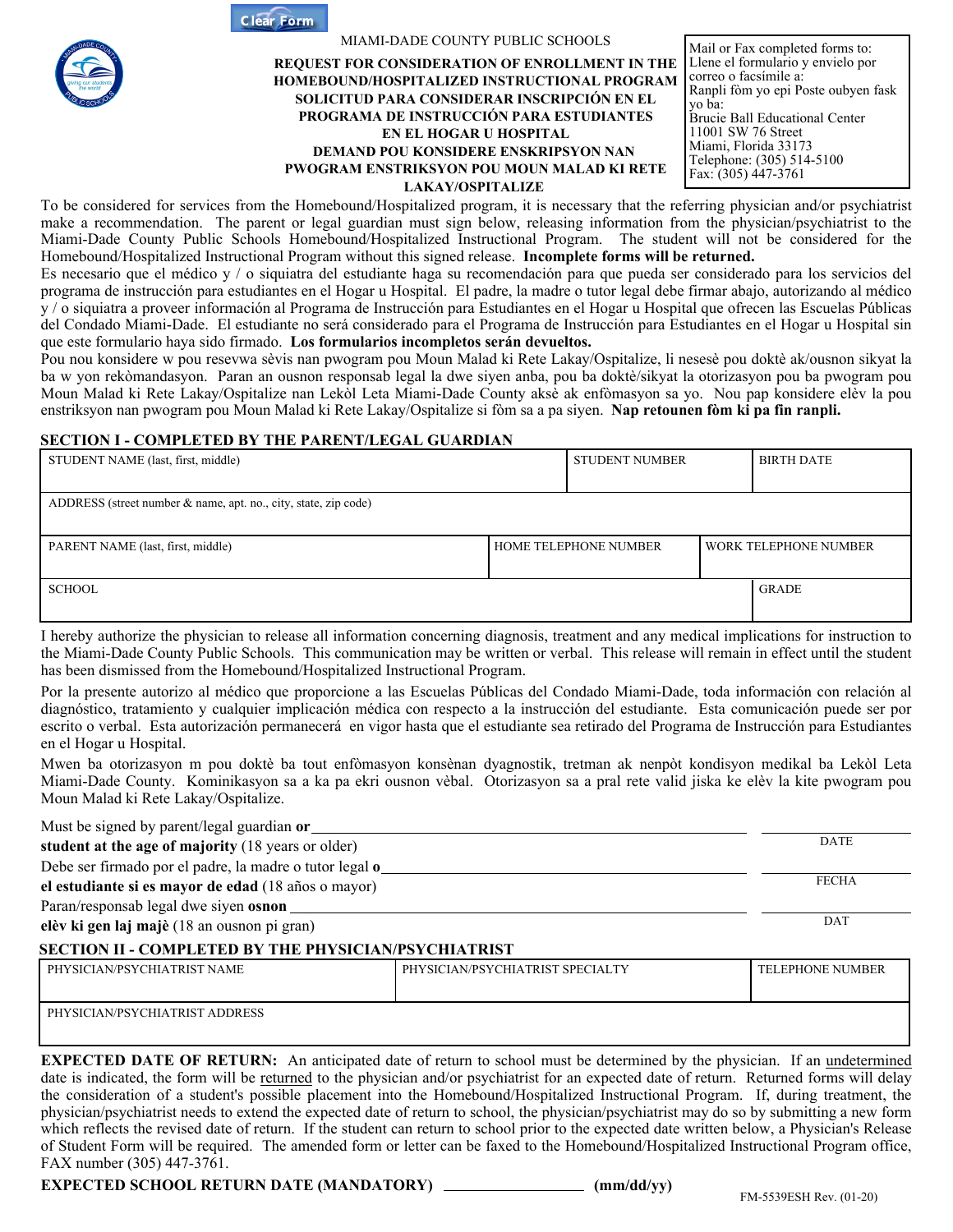Clear Form

MIAMI-DADE COUNTY PUBLIC SCHOOLS

**REQUEST FOR CONSIDERATION OF ENROLLMENT IN THE HOMEBOUND/HOSPITALIZED INSTRUCTIONAL PROGRAM**
**SOLICITUD PARA CONSIDERAR INSCRIPCIÓN EN EL PROGRAMA DE INSTRUCCIÓN PARA ESTUDIANTES EN EL HOGAR U HOSPITAL**
**DEMAND POU KONSIDERE ENSKRIPSYON NAN PWOGRAM ENSTRIKSYON POU MOUN MALAD KI RETE LAKAY/OSPITALIZE**

Mail or Fax completed forms to:
Llene el formulario y envielo por correo o facsímile a:
Ranpli fòm yo epi Poste oubyen fask yo ba:
Brucie Ball Educational Center
11001 SW 76 Street
Miami, Florida 33173
Telephone: (305) 514-5100
Fax: (305) 447-3761

To be considered for services from the Homebound/Hospitalized program, it is necessary that the referring physician and/or psychiatrist make a recommendation. The parent or legal guardian must sign below, releasing information from the physician/psychiatrist to the Miami-Dade County Public Schools Homebound/Hospitalized Instructional Program. The student will not be considered for the Homebound/Hospitalized Instructional Program without this signed release. **Incomplete forms will be returned.**

Es necesario que el médico y / o siquiatra del estudiante haga su recomendación para que pueda ser considerado para los servicios del programa de instrucción para estudiantes en el Hogar u Hospital. El padre, la madre o tutor legal debe firmar abajo, autorizando al médico y / o siquiatra a proveer información al Programa de Instrucción para Estudiantes en el Hogar u Hospital que ofrecen las Escuelas Públicas del Condado Miami-Dade. El estudiante no será considerado para el Programa de Instrucción para Estudiantes en el Hogar u Hospital sin que este formulario haya sido firmado. **Los formularios incompletos serán devueltos.**

Pou nou konsidere w pou resevwa sèvis nan pwogram pou Moun Malad ki Rete Lakay/Ospitalize, li nesesè pou doktè ak/ousnon sikyat la ba w yon rekòmandasyon. Paran an ousnon responsab legal la dwe siyen anba, pou ba doktè/sikyat la otorizasyon pou ba pwogram pou Moun Malad ki Rete Lakay/Ospitalize nan Lekòl Leta Miami-Dade County aksè ak enfòmasyon sa yo. Nou pap konsidere elèv la pou enstriksyon nan pwogram pou Moun Malad ki Rete Lakay/Ospitalize si fòm sa a pa siyen. **Nap retounen fòm ki pa fin ranpli.**

## SECTION I - COMPLETED BY THE PARENT/LEGAL GUARDIAN

| STUDENT NAME (last, first, middle) | STUDENT NUMBER | BIRTH DATE |
|---|---|---|
| ADDRESS (street number & name, apt. no., city, state, zip code) | | |
| PARENT NAME (last, first, middle) | HOME TELEPHONE NUMBER | WORK TELEPHONE NUMBER |
| SCHOOL | | GRADE |

I hereby authorize the physician to release all information concerning diagnosis, treatment and any medical implications for instruction to the Miami-Dade County Public Schools. This communication may be written or verbal. This release will remain in effect until the student has been dismissed from the Homebound/Hospitalized Instructional Program.

Por la presente autorizo al médico que proporcione a las Escuelas Públicas del Condado Miami-Dade, toda información con relación al diagnóstico, tratamiento y cualquier implicación médica con respecto a la instrucción del estudiante. Esta comunicación puede ser por escrito o verbal. Esta autorización permanecerá en vigor hasta que el estudiante sea retirado del Programa de Instrucción para Estudiantes en el Hogar u Hospital.

Mwen ba otorizasyon m pou doktè ba tout enfòmasyon konsènan dyagnostik, tretman ak nenpòt kondisyon medikal ba Lekòl Leta Miami-Dade County. Kominikasyon sa a ka pa ekri ousnon vèbal. Otorizasyon sa a pral rete valid jiska ke elèv la kite pwogram pou Moun Malad ki Rete Lakay/Ospitalize.

Must be signed by parent/legal guardian **or** ______________________ ____________
**student at the age of majority** (18 years or older) DATE

Debe ser firmado por el padre, la madre o tutor legal **o** ______________________ ____________
**el estudiante si es mayor de edad** (18 años o mayor) FECHA

Paran/responsab legal dwe siyen **osnon** ______________________ ____________
**elèv ki gen laj majè** (18 an ousnon pi gran) DAT

## SECTION II - COMPLETED BY THE PHYSICIAN/PSYCHIATRIST

| PHYSICIAN/PSYCHIATRIST NAME | PHYSICIAN/PSYCHIATRIST SPECIALTY | TELEPHONE NUMBER |
|---|---|---|
| PHYSICIAN/PSYCHIATRIST ADDRESS | | |

**EXPECTED DATE OF RETURN:** An anticipated date of return to school must be determined by the physician. If an undetermined date is indicated, the form will be returned to the physician and/or psychiatrist for an expected date of return. Returned forms will delay the consideration of a student's possible placement into the Homebound/Hospitalized Instructional Program. If, during treatment, the physician/psychiatrist needs to extend the expected date of return to school, the physician/psychiatrist may do so by submitting a new form which reflects the revised date of return. If the student can return to school prior to the expected date written below, a Physician's Release of Student Form will be required. The amended form or letter can be faxed to the Homebound/Hospitalized Instructional Program office, FAX number (305) 447-3761.

**EXPECTED SCHOOL RETURN DATE (MANDATORY)** ______________ **(mm/dd/yy)**

FM-5539ESH Rev. (01-20)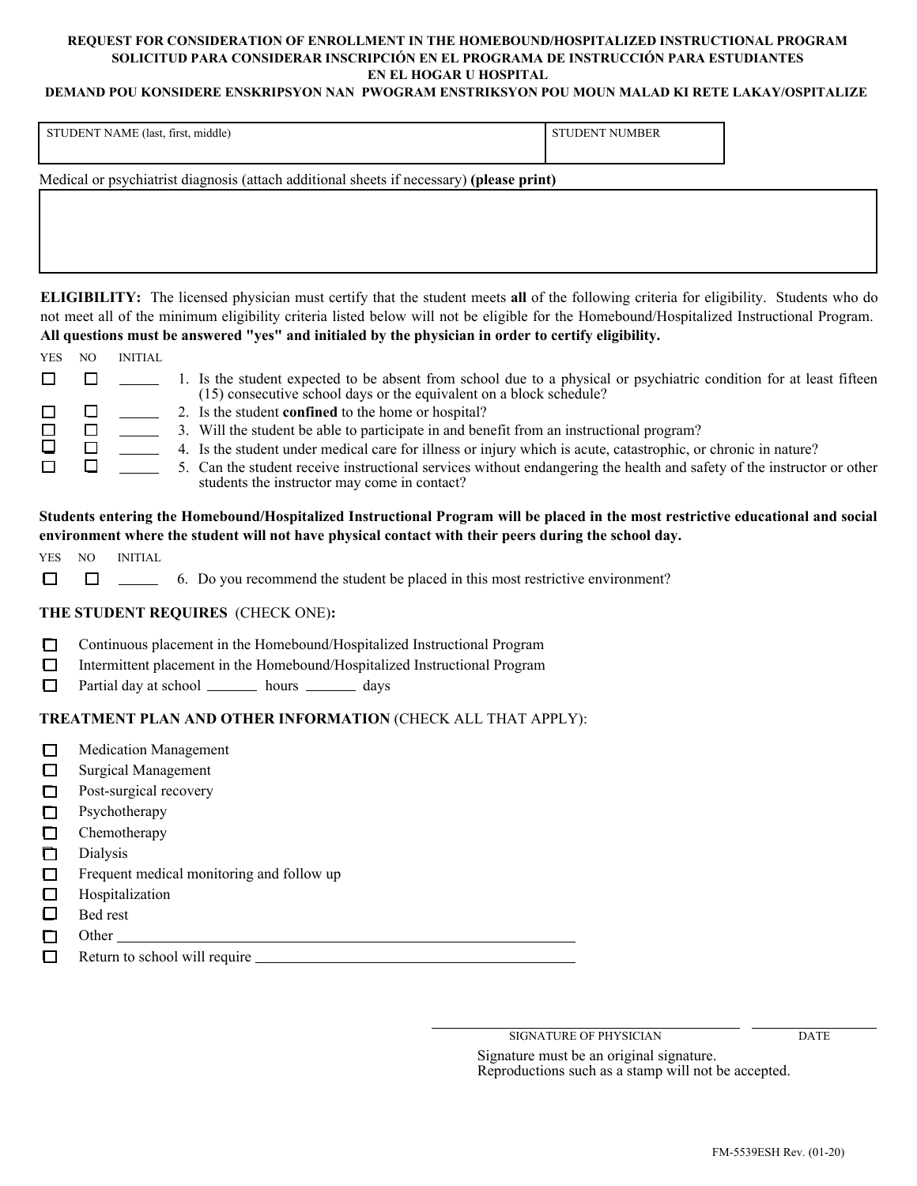**REQUEST FOR CONSIDERATION OF ENROLLMENT IN THE HOMEBOUND/HOSPITALIZED INSTRUCTIONAL PROGRAM**
**SOLICITUD PARA CONSIDERAR INSCRIPCIÓN EN EL PROGRAMA DE INSTRUCCIÓN PARA ESTUDIANTES EN EL HOGAR U HOSPITAL**
**DEMAND POU KONSIDERE ENSKRIPSYON NAN PWOGRAM ENSTRIKSYON POU MOUN MALAD KI RETE LAKAY/OSPITALIZE**

| STUDENT NAME (last, first, middle) | STUDENT NUMBER |
|---|---|
| | |

Medical or psychiatrist diagnosis (attach additional sheets if necessary) **(please print)**

| |
|---|
| |

**ELIGIBILITY:** The licensed physician must certify that the student meets **all** of the following criteria for eligibility. Students who do not meet all of the minimum eligibility criteria listed below will not be eligible for the Homebound/Hospitalized Instructional Program. **All questions must be answered "yes" and initialed by the physician in order to certify eligibility.**

| YES | NO | INITIAL | |
|---|---|---|---|
| ☐ | ☐ | _____ | 1. Is the student expected to be absent from school due to a physical or psychiatric condition for at least fifteen (15) consecutive school days or the equivalent on a block schedule? |
| ☐ | ☐ | _____ | 2. Is the student **confined** to the home or hospital? |
| ☐ | ☐ | _____ | 3. Will the student be able to participate in and benefit from an instructional program? |
| ☐ | ☐ | _____ | 4. Is the student under medical care for illness or injury which is acute, catastrophic, or chronic in nature? |
| ☐ | ☐ | _____ | 5. Can the student receive instructional services without endangering the health and safety of the instructor or other students the instructor may come in contact? |

**Students entering the Homebound/Hospitalized Instructional Program will be placed in the most restrictive educational and social environment where the student will not have physical contact with their peers during the school day.**

| YES | NO | INITIAL | |
|---|---|---|---|
| ☐ | ☐ | _____ | 6. Do you recommend the student be placed in this most restrictive environment? |

**THE STUDENT REQUIRES** (CHECK ONE)**:**

- ☐ Continuous placement in the Homebound/Hospitalized Instructional Program
- ☐ Intermittent placement in the Homebound/Hospitalized Instructional Program
- ☐ Partial day at school _______ hours _______ days

**TREATMENT PLAN AND OTHER INFORMATION** (CHECK ALL THAT APPLY):

- ☐ Medication Management
- ☐ Surgical Management
- ☐ Post-surgical recovery
- ☐ Psychotherapy
- ☐ Chemotherapy
- ☐ Dialysis
- ☐ Frequent medical monitoring and follow up
- ☐ Hospitalization
- ☐ Bed rest
- ☐ Other ______________________________________________
- ☐ Return to school will require ______________________________________

_______________________________ SIGNATURE OF PHYSICIAN　　_____________ DATE

Signature must be an original signature.
Reproductions such as a stamp will not be accepted.

FM-5539ESH Rev. (01-20)